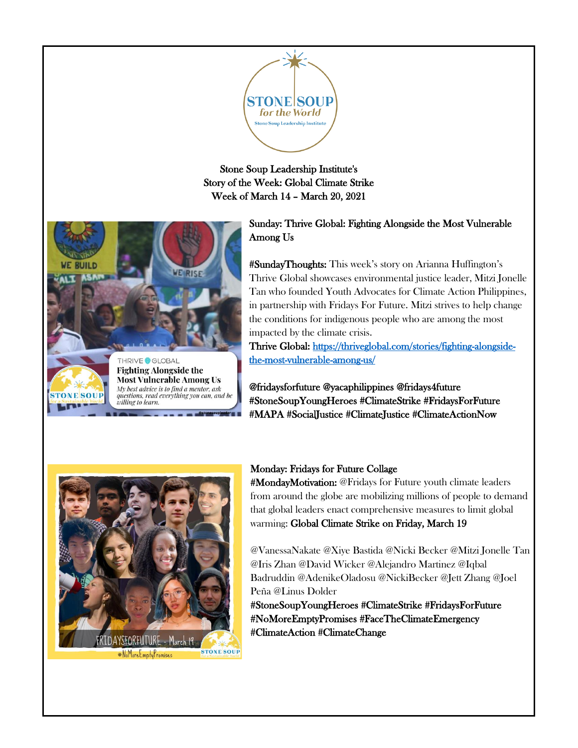Stone Soup Leadership Institute's
Story of the Week: Global Climate Strike
Week of March 14 – March 20, 2021

## Sunday: Thrive Global: Fighting Alongside the Most Vulnerable Among Us

**#SundayThoughts:** This week's story on Arianna Huffington's Thrive Global showcases environmental justice leader, Mitzi Jonelle Tan who founded Youth Advocates for Climate Action Philippines, in partnership with Fridays For Future. Mitzi strives to help change the conditions for indigenous people who are among the most impacted by the climate crisis.

**Thrive Global:** [https://thriveglobal.com/stories/fighting-alongside-the-most-vulnerable-among-us/](https://thriveglobal.com/stories/fighting-alongside-the-most-vulnerable-among-us/)

@fridaysforfuture @yacaphilippines @fridays4future #StoneSoupYoungHeroes #ClimateStrike #FridaysForFuture #MAPA #SocialJustice #ClimateJustice #ClimateActionNow

## Monday: Fridays for Future Collage

**#MondayMotivation:** @Fridays for Future youth climate leaders from around the globe are mobilizing millions of people to demand that global leaders enact comprehensive measures to limit global warming: **Global Climate Strike on Friday, March 19**

@VanessaNakate @Xiye Bastida @Nicki Becker @Mitzi Jonelle Tan @Iris Zhan @David Wicker @Alejandro Martinez @Iqbal Badruddin @AdenikeOladosu @NickiBecker @Jett Zhang @Joel Peña @Linus Dolder

#StoneSoupYoungHeroes #ClimateStrike #FridaysForFuture #NoMoreEmptyPromises #FaceTheClimateEmergency #ClimateAction #ClimateChange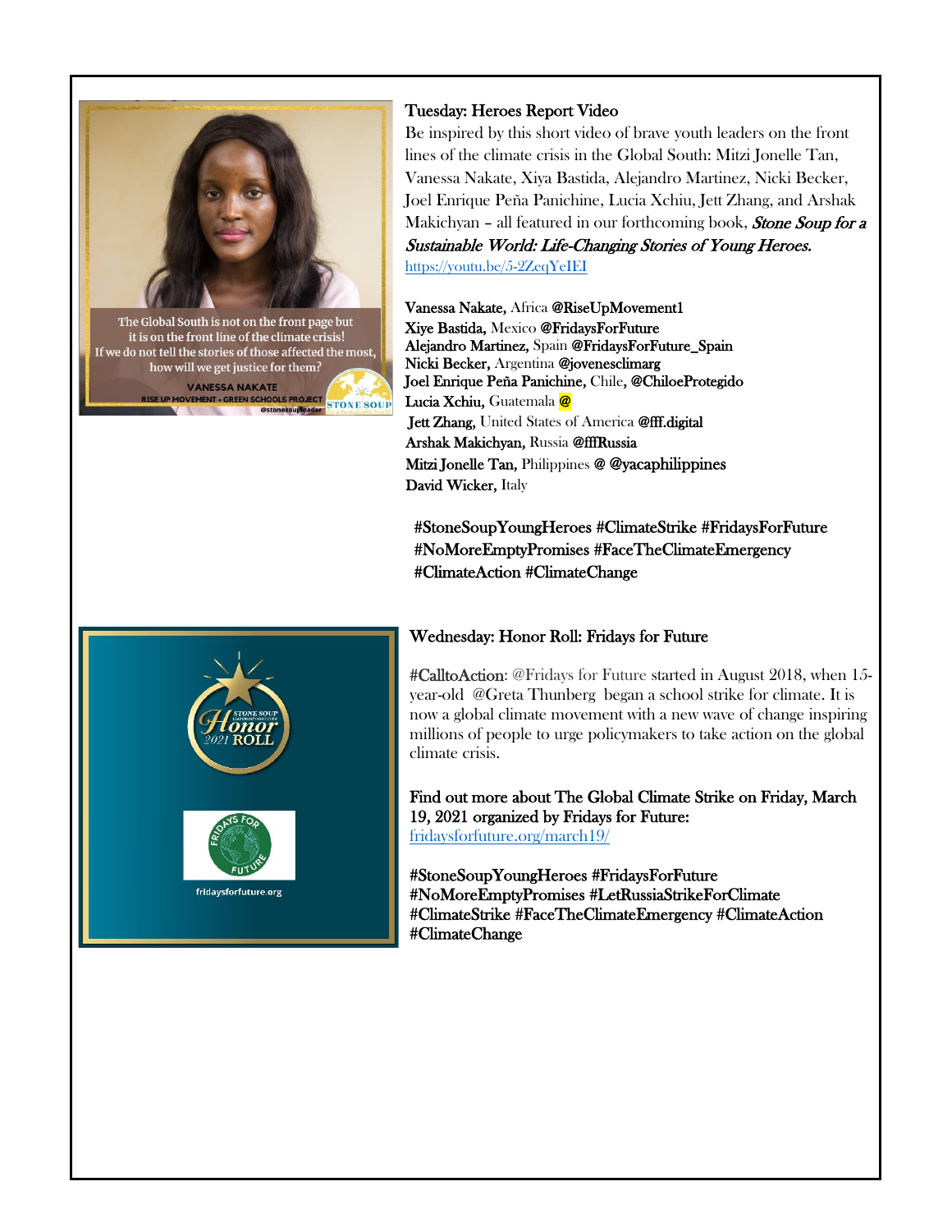The Global South is not on the front page but it is on the front line of the climate crisis! If we do not tell the stories of those affected the most, how will we get justice for them?

VANESSA NAKATE

RISE UP MOVEMENT • GREEN SCHOOLS PROJECT

## Tuesday: Heroes Report Video

Be inspired by this short video of brave youth leaders on the front lines of the climate crisis in the Global South: Mitzi Jonelle Tan, Vanessa Nakate, Xiya Bastida, Alejandro Martinez, Nicki Becker, Joel Enrique Peña Panichine, Lucia Xchiu, Jett Zhang, and Arshak Makichyan – all featured in our forthcoming book, *Stone Soup for a Sustainable World: Life-Changing Stories of Young Heroes.*
https://youtu.be/5-2ZeqYeIEI

**Vanessa Nakate,** Africa **@RiseUpMovement1**
**Xiye Bastida,** Mexico **@FridaysForFuture**
**Alejandro Martinez,** Spain **@FridaysForFuture_Spain**
**Nicki Becker,** Argentina **@jovenesclimarg**
**Joel Enrique Peña Panichine,** Chile, **@ChiloeProtegido**
**Lucia Xchiu,** Guatemala **@**
**Jett Zhang,** United States of America **@fff.digital**
**Arshak Makichyan,** Russia **@fffRussia**
**Mitzi Jonelle Tan,** Philippines **@ @yacaphilippines**
**David Wicker,** Italy

#StoneSoupYoungHeroes #ClimateStrike #FridaysForFuture #NoMoreEmptyPromises #FaceTheClimateEmergency #ClimateAction #ClimateChange

STONE SOUP Honor 2021 ROLL

fridaysforfuture.org

## Wednesday: Honor Roll: Fridays for Future

#CalltoAction: @Fridays for Future started in August 2018, when 15-year-old @Greta Thunberg began a school strike for climate. It is now a global climate movement with a new wave of change inspiring millions of people to urge policymakers to take action on the global climate crisis.

Find out more about The Global Climate Strike on Friday, March 19, 2021 organized by Fridays for Future:
fridaysforfuture.org/march19/

#StoneSoupYoungHeroes #FridaysForFuture #NoMoreEmptyPromises #LetRussiaStrikeForClimate #ClimateStrike #FaceTheClimateEmergency #ClimateAction #ClimateChange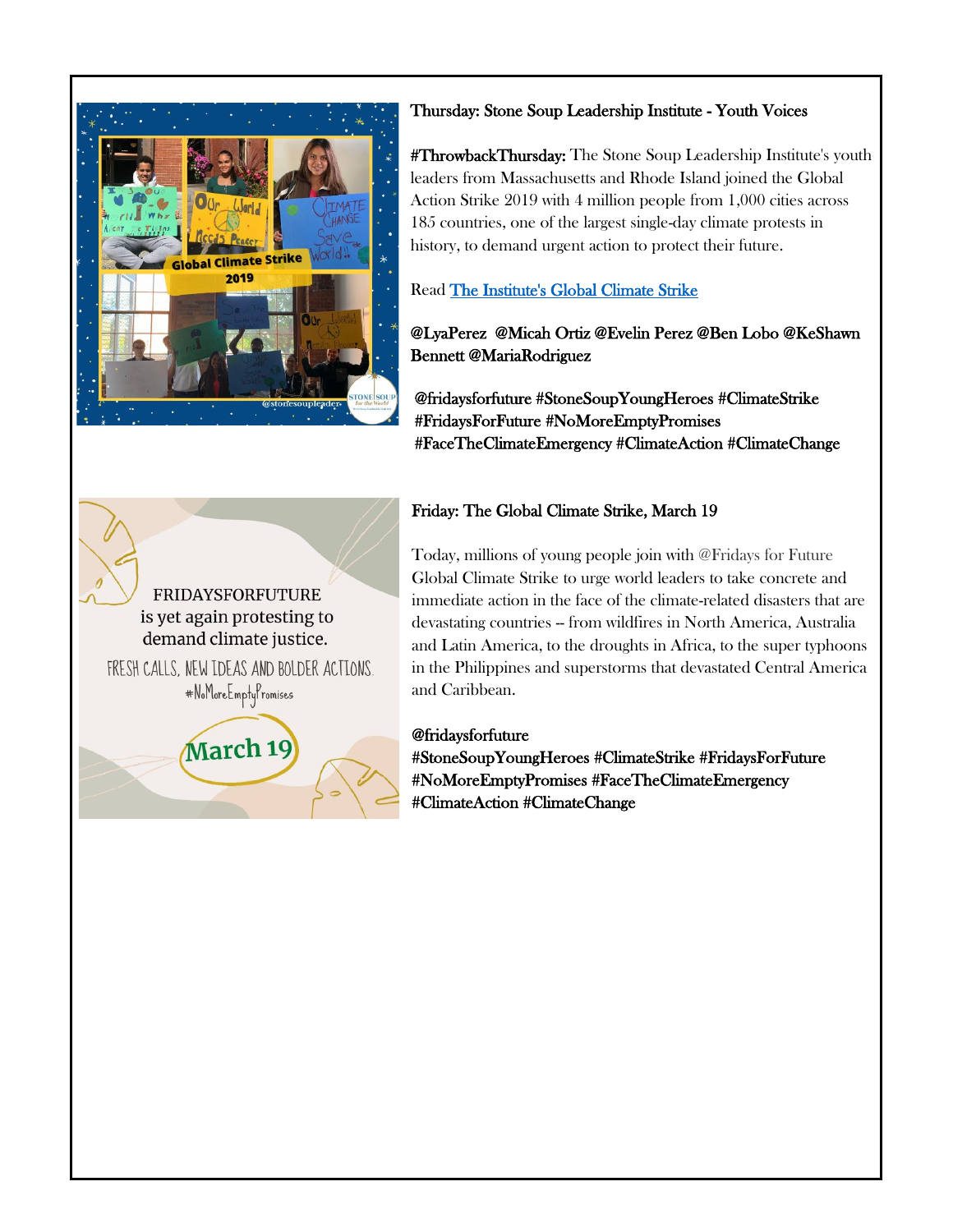**Thursday: Stone Soup Leadership Institute - Youth Voices**

**#ThrowbackThursday:** The Stone Soup Leadership Institute's youth leaders from Massachusetts and Rhode Island joined the Global Action Strike 2019 with 4 million people from 1,000 cities across 185 countries, one of the largest single-day climate protests in history, to demand urgent action to protect their future.

Read [The Institute's Global Climate Strike]

**@LyaPerez @Micah Ortiz @Evelin Perez @Ben Lobo @KeShawn Bennett @MariaRodriguez**

**@fridaysforfuture #StoneSoupYoungHeroes #ClimateStrike #FridaysForFuture #NoMoreEmptyPromises #FaceTheClimateEmergency #ClimateAction #ClimateChange**

**Friday: The Global Climate Strike, March 19**

Today, millions of young people join with @Fridays for Future Global Climate Strike to urge world leaders to take concrete and immediate action in the face of the climate-related disasters that are devastating countries -- from wildfires in North America, Australia and Latin America, to the droughts in Africa, to the super typhoons in the Philippines and superstorms that devastated Central America and Caribbean.

**@fridaysforfuture**
**#StoneSoupYoungHeroes #ClimateStrike #FridaysForFuture #NoMoreEmptyPromises #FaceTheClimateEmergency #ClimateAction #ClimateChange**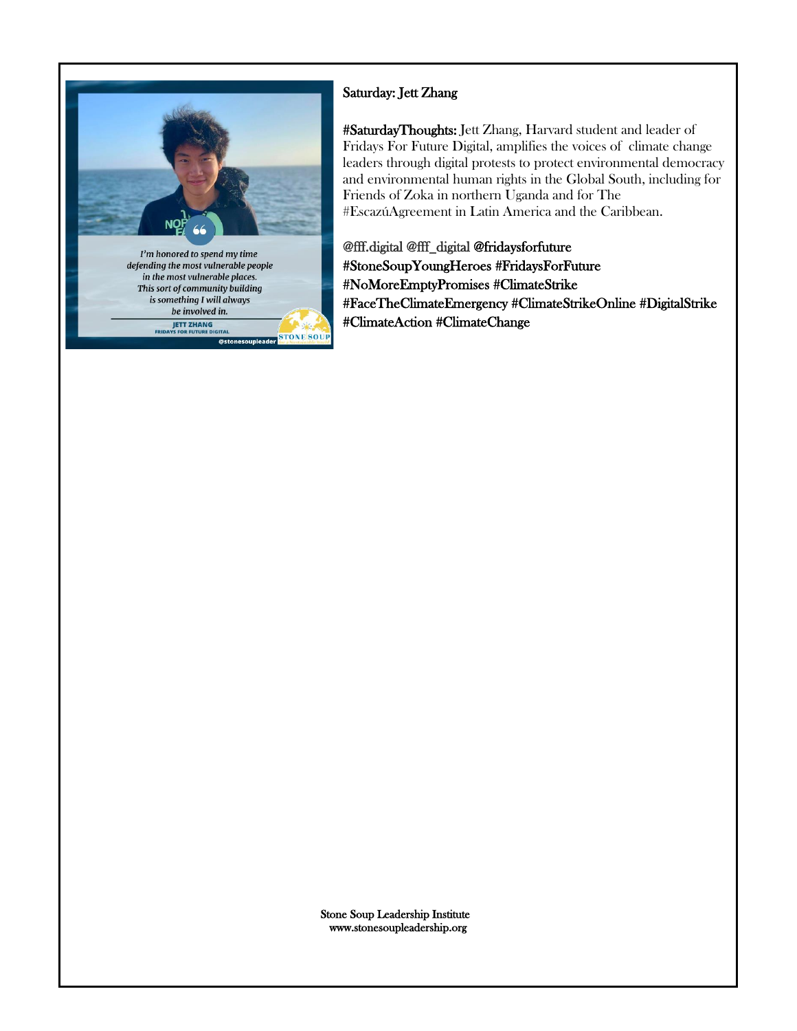Saturday: Jett Zhang

**#SaturdayThoughts:** Jett Zhang, Harvard student and leader of Fridays For Future Digital, amplifies the voices of climate change leaders through digital protests to protect environmental democracy and environmental human rights in the Global South, including for Friends of Zoka in northern Uganda and for The #EscazúAgreement in Latin America and the Caribbean.

@fff.digital @fff_digital @fridaysforfuture
#StoneSoupYoungHeroes #FridaysForFuture
#NoMoreEmptyPromises #ClimateStrike
#FaceTheClimateEmergency #ClimateStrikeOnline #DigitalStrike
#ClimateAction #ClimateChange

*I'm honored to spend my time defending the most vulnerable people in the most vulnerable places. This sort of community building is something I will always be involved in.*

JETT ZHANG
FRIDAYS FOR FUTURE DIGITAL

@stonesoupleader

Stone Soup Leadership Institute
www.stonesoupleadership.org